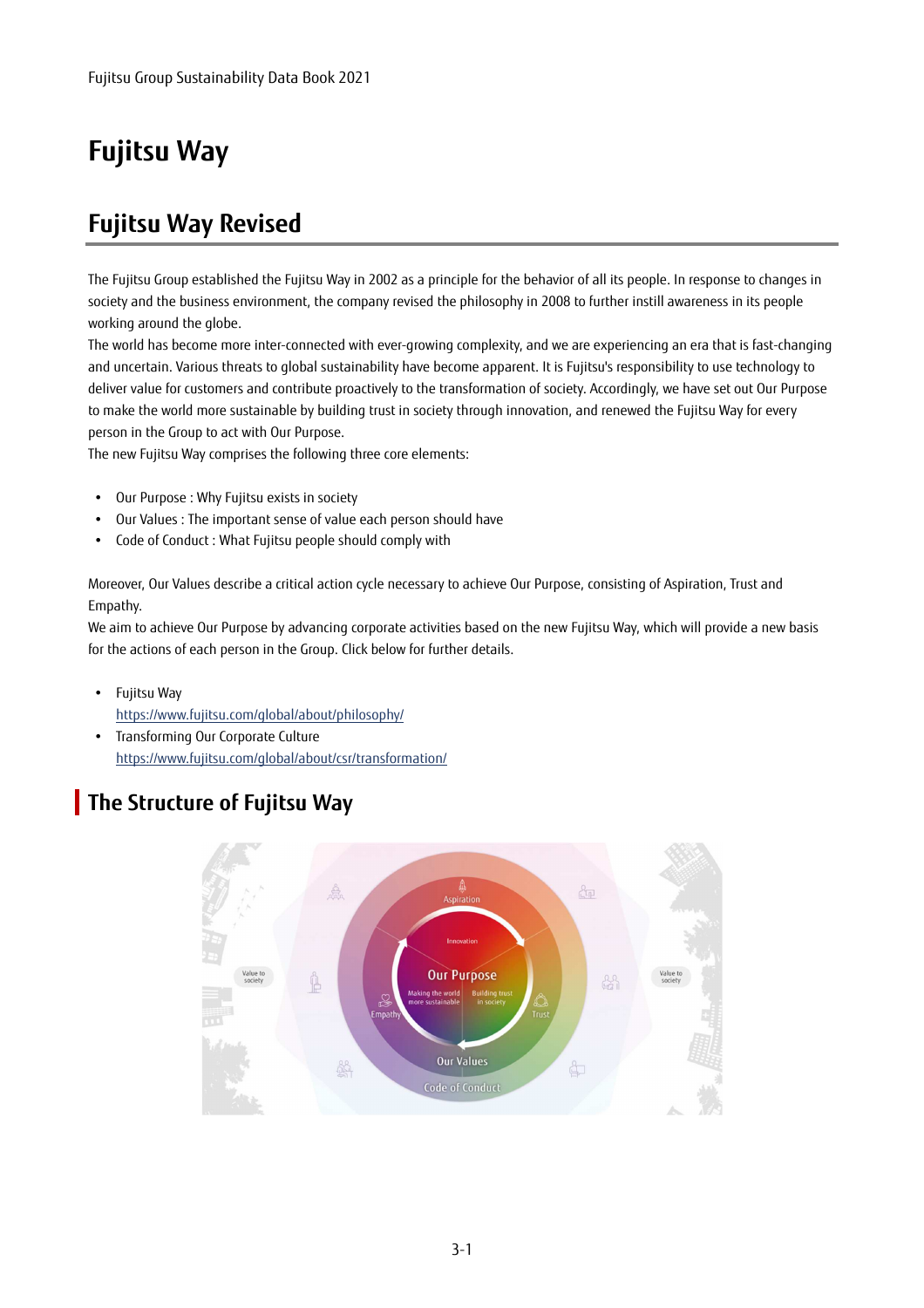# Fujitsu Way

## Fujitsu Way Revised

The Fujitsu Group established the Fujitsu Way in 2002 as a principle for the behavior of all its people. In response to changes in society and the business environment, the company revised the philosophy in 2008 to further instill awareness in its people working around the globe.
The world has become more inter-connected with ever-growing complexity, and we are experiencing an era that is fast-changing and uncertain. Various threats to global sustainability have become apparent. It is Fujitsu's responsibility to use technology to deliver value for customers and contribute proactively to the transformation of society. Accordingly, we have set out Our Purpose to make the world more sustainable by building trust in society through innovation, and renewed the Fujitsu Way for every person in the Group to act with Our Purpose.
The new Fujitsu Way comprises the following three core elements:

- Our Purpose : Why Fujitsu exists in society
- Our Values : The important sense of value each person should have
- Code of Conduct : What Fujitsu people should comply with

Moreover, Our Values describe a critical action cycle necessary to achieve Our Purpose, consisting of Aspiration, Trust and Empathy.
We aim to achieve Our Purpose by advancing corporate activities based on the new Fujitsu Way, which will provide a new basis for the actions of each person in the Group. Click below for further details.

- Fujitsu Way
  https://www.fujitsu.com/global/about/philosophy/
- Transforming Our Corporate Culture
  https://www.fujitsu.com/global/about/csr/transformation/

### The Structure of Fujitsu Way

Aspiration
Innovation
Our Purpose
Making the world more sustainable
Building trust in society
Empathy
Trust
Our Values
Code of Conduct
Value to society
Value to society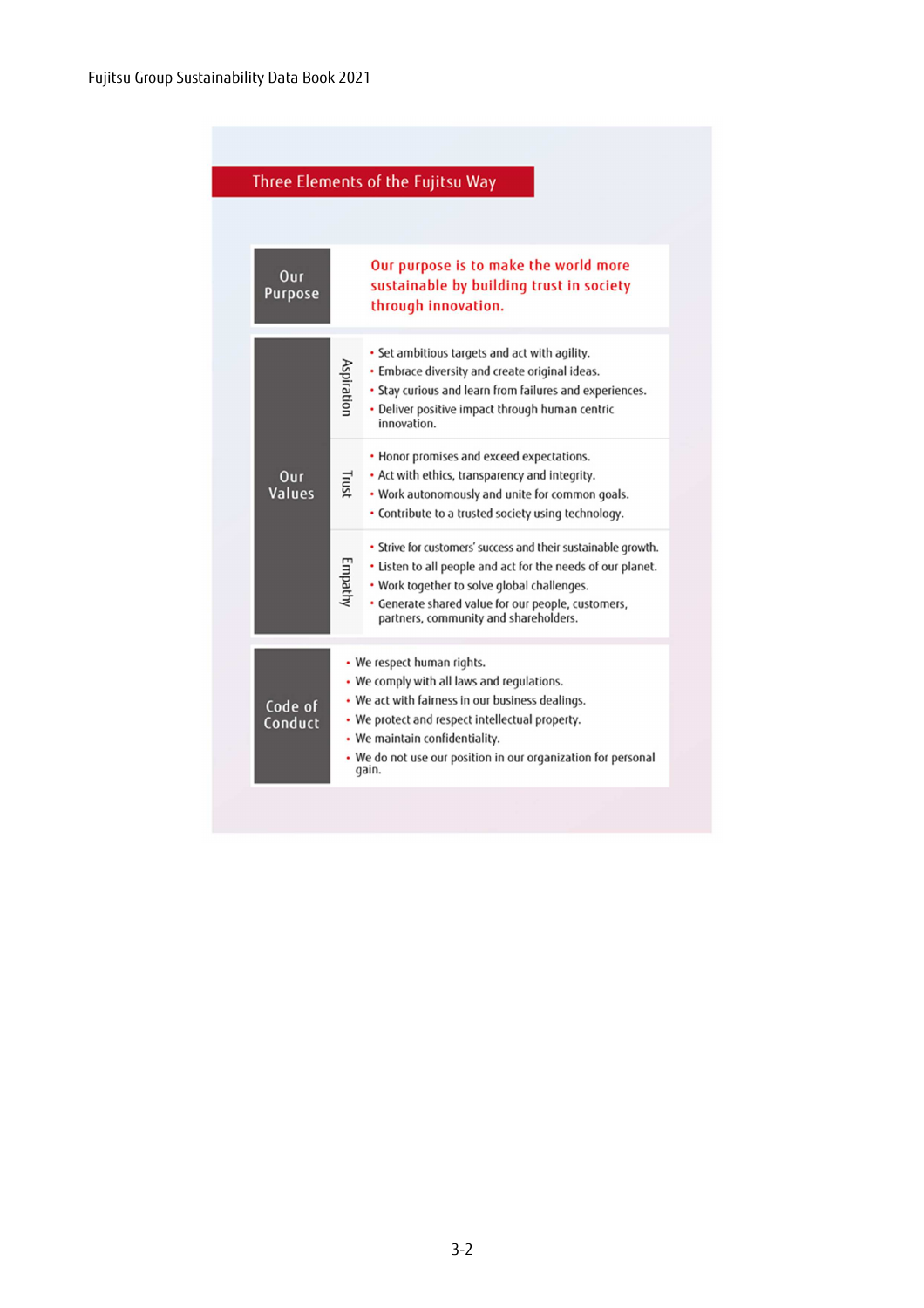## Three Elements of the Fujitsu Way

| | | |
|---|---|---|
| **Our Purpose** | | **Our purpose is to make the world more sustainable by building trust in society through innovation.** |
| **Our Values** | Aspiration | • Set ambitious targets and act with agility.<br>• Embrace diversity and create original ideas.<br>• Stay curious and learn from failures and experiences.<br>• Deliver positive impact through human centric innovation. |
| | Trust | • Honor promises and exceed expectations.<br>• Act with ethics, transparency and integrity.<br>• Work autonomously and unite for common goals.<br>• Contribute to a trusted society using technology. |
| | Empathy | • Strive for customers' success and their sustainable growth.<br>• Listen to all people and act for the needs of our planet.<br>• Work together to solve global challenges.<br>• Generate shared value for our people, customers, partners, community and shareholders. |
| **Code of Conduct** | | • We respect human rights.<br>• We comply with all laws and regulations.<br>• We act with fairness in our business dealings.<br>• We protect and respect intellectual property.<br>• We maintain confidentiality.<br>• We do not use our position in our organization for personal gain. |